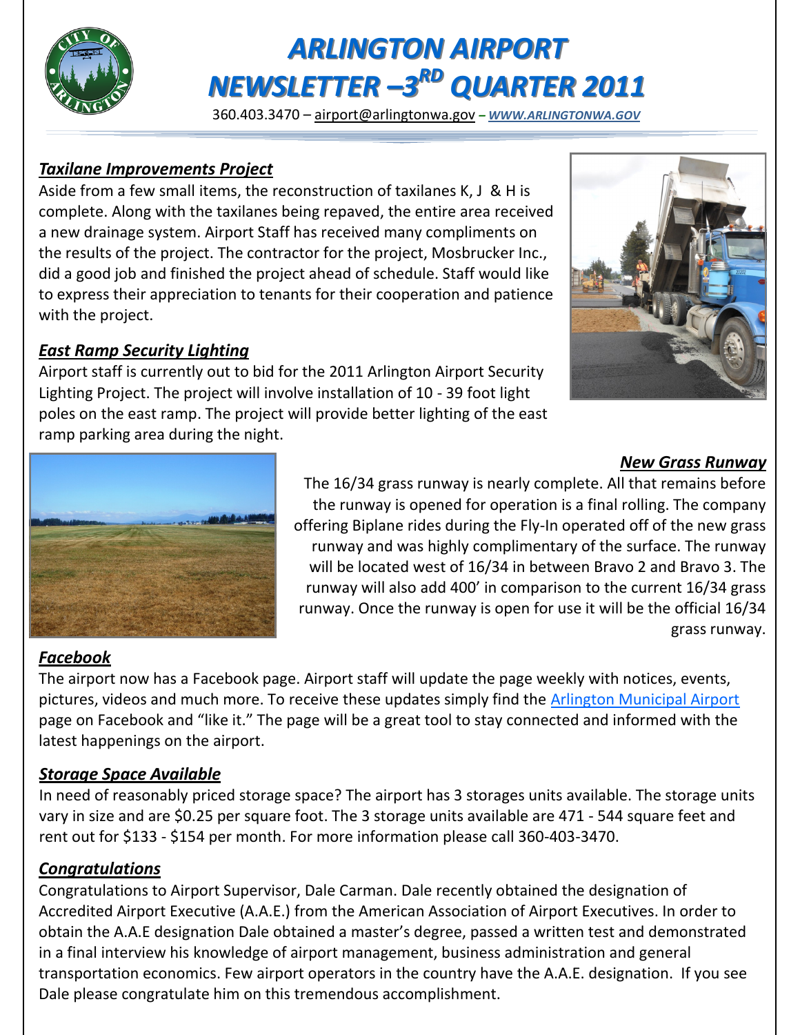# ARLINGTON AIRPORT NEWSLETTER –3RD QUARTER 2011

360.403.3470 – airport@arlingtonwa.gov – *WWW.ARLINGTONWA.GOV*

## *Taxilane Improvements Project*

Aside from a few small items, the reconstruction of taxilanes K, J & H is complete. Along with the taxilanes being repaved, the entire area received a new drainage system. Airport Staff has received many compliments on the results of the project. The contractor for the project, Mosbrucker Inc., did a good job and finished the project ahead of schedule. Staff would like to express their appreciation to tenants for their cooperation and patience with the project.

## *East Ramp Security Lighting*

Airport staff is currently out to bid for the 2011 Arlington Airport Security Lighting Project. The project will involve installation of 10 - 39 foot light poles on the east ramp. The project will provide better lighting of the east ramp parking area during the night.

## *New Grass Runway*

The 16/34 grass runway is nearly complete. All that remains before the runway is opened for operation is a final rolling. The company offering Biplane rides during the Fly-In operated off of the new grass runway and was highly complimentary of the surface. The runway will be located west of 16/34 in between Bravo 2 and Bravo 3. The runway will also add 400' in comparison to the current 16/34 grass runway. Once the runway is open for use it will be the official 16/34 grass runway.

## *Facebook*

The airport now has a Facebook page. Airport staff will update the page weekly with notices, events, pictures, videos and much more. To receive these updates simply find the Arlington Municipal Airport page on Facebook and "like it." The page will be a great tool to stay connected and informed with the latest happenings on the airport.

## *Storage Space Available*

In need of reasonably priced storage space? The airport has 3 storages units available. The storage units vary in size and are $0.25 per square foot. The 3 storage units available are 471 - 544 square feet and rent out for $133 - $154 per month. For more information please call 360-403-3470.

## *Congratulations*

Congratulations to Airport Supervisor, Dale Carman. Dale recently obtained the designation of Accredited Airport Executive (A.A.E.) from the American Association of Airport Executives. In order to obtain the A.A.E designation Dale obtained a master's degree, passed a written test and demonstrated in a final interview his knowledge of airport management, business administration and general transportation economics. Few airport operators in the country have the A.A.E. designation. If you see Dale please congratulate him on this tremendous accomplishment.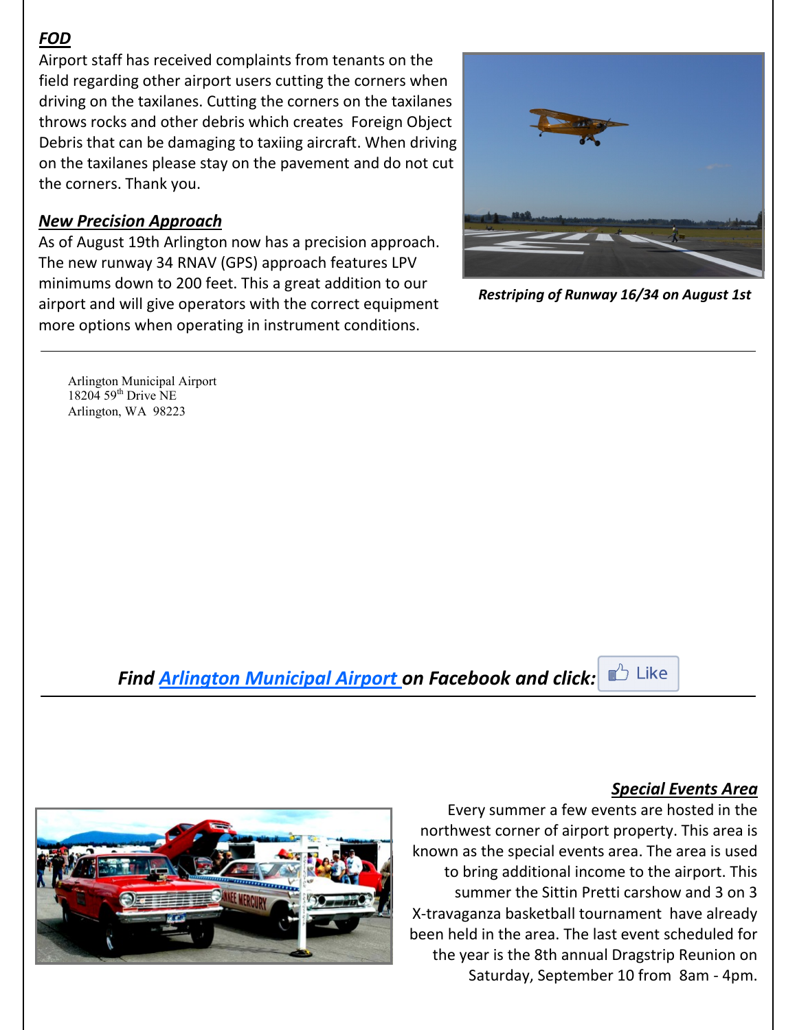## *FOD*

Airport staff has received complaints from tenants on the field regarding other airport users cutting the corners when driving on the taxilanes. Cutting the corners on the taxilanes throws rocks and other debris which creates Foreign Object Debris that can be damaging to taxiing aircraft. When driving on the taxilanes please stay on the pavement and do not cut the corners. Thank you.

## *New Precision Approach*

As of August 19th Arlington now has a precision approach. The new runway 34 RNAV (GPS) approach features LPV minimums down to 200 feet. This a great addition to our airport and will give operators with the correct equipment more options when operating in instrument conditions.

***Restriping of Runway 16/34 on August 1st***

---

Arlington Municipal Airport
18204 59th Drive NE
Arlington, WA 98223

***Find [Arlington Municipal Airport](#) on Facebook and click:*** Like

---

## *Special Events Area*

Every summer a few events are hosted in the northwest corner of airport property. This area is known as the special events area. The area is used to bring additional income to the airport. This summer the Sittin Pretti carshow and 3 on 3 X-travaganza basketball tournament have already been held in the area. The last event scheduled for the year is the 8th annual Dragstrip Reunion on Saturday, September 10 from 8am - 4pm.